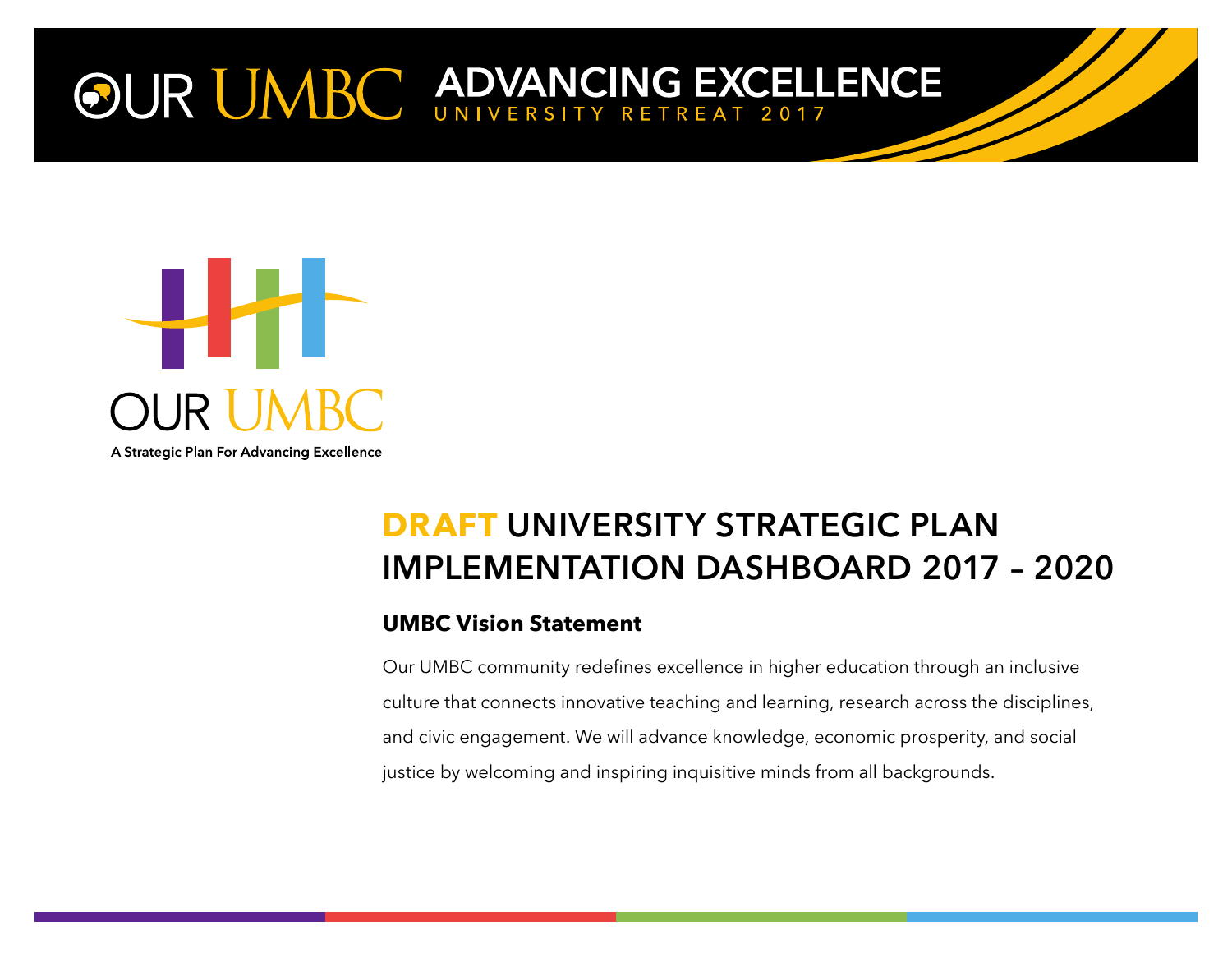OUR UMBC ADVANCING EXCELLENCE

UNIVERSITY RETREAT 2017

OUR UMBC

A Strategic Plan For Advancing Excellence

# DRAFT UNIVERSITY STRATEGIC PLAN IMPLEMENTATION DASHBOARD 2017 – 2020

## UMBC Vision Statement

Our UMBC community redefines excellence in higher education through an inclusive culture that connects innovative teaching and learning, research across the disciplines, and civic engagement. We will advance knowledge, economic prosperity, and social justice by welcoming and inspiring inquisitive minds from all backgrounds.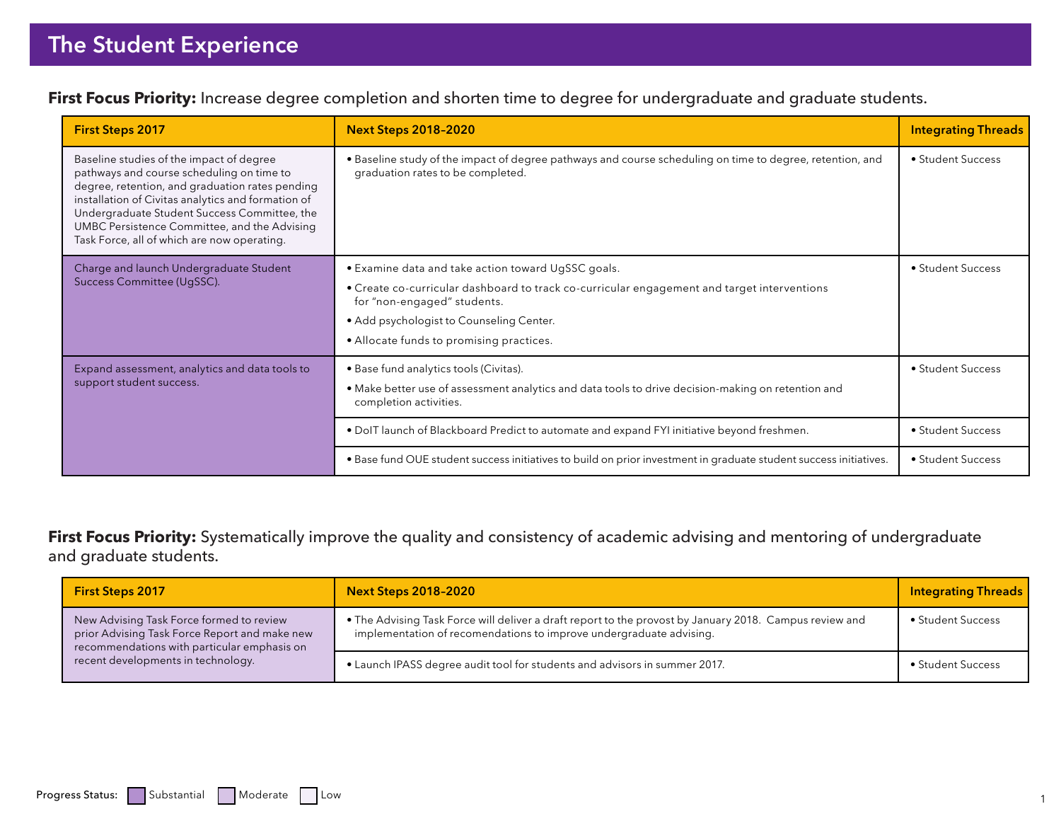# The Student Experience

**First Focus Priority:** Increase degree completion and shorten time to degree for undergraduate and graduate students.

| First Steps 2017 | Next Steps 2018–2020 | Integrating Threads |
|---|---|---|
| Baseline studies of the impact of degree pathways and course scheduling on time to degree, retention, and graduation rates pending installation of Civitas analytics and formation of Undergraduate Student Success Committee, the UMBC Persistence Committee, and the Advising Task Force, all of which are now operating. | • Baseline study of the impact of degree pathways and course scheduling on time to degree, retention, and graduation rates to be completed. | • Student Success |
| Charge and launch Undergraduate Student Success Committee (UgSSC). | • Examine data and take action toward UgSSC goals.<br>• Create co-curricular dashboard to track co-curricular engagement and target interventions for "non-engaged" students.<br>• Add psychologist to Counseling Center.<br>• Allocate funds to promising practices. | • Student Success |
| Expand assessment, analytics and data tools to support student success. | • Base fund analytics tools (Civitas).<br>• Make better use of assessment analytics and data tools to drive decision-making on retention and completion activities. | • Student Success |
| | • DoIT launch of Blackboard Predict to automate and expand FYI initiative beyond freshmen. | • Student Success |
| | • Base fund OUE student success initiatives to build on prior investment in graduate student success initiatives. | • Student Success |

**First Focus Priority:** Systematically improve the quality and consistency of academic advising and mentoring of undergraduate and graduate students.

| First Steps 2017 | Next Steps 2018–2020 | Integrating Threads |
|---|---|---|
| New Advising Task Force formed to review prior Advising Task Force Report and make new recommendations with particular emphasis on recent developments in technology. | • The Advising Task Force will deliver a draft report to the provost by January 2018. Campus review and implementation of recomendations to improve undergraduate advising. | • Student Success |
| | • Launch IPASS degree audit tool for students and advisors in summer 2017. | • Student Success |

Progress Status: Substantial | Moderate | Low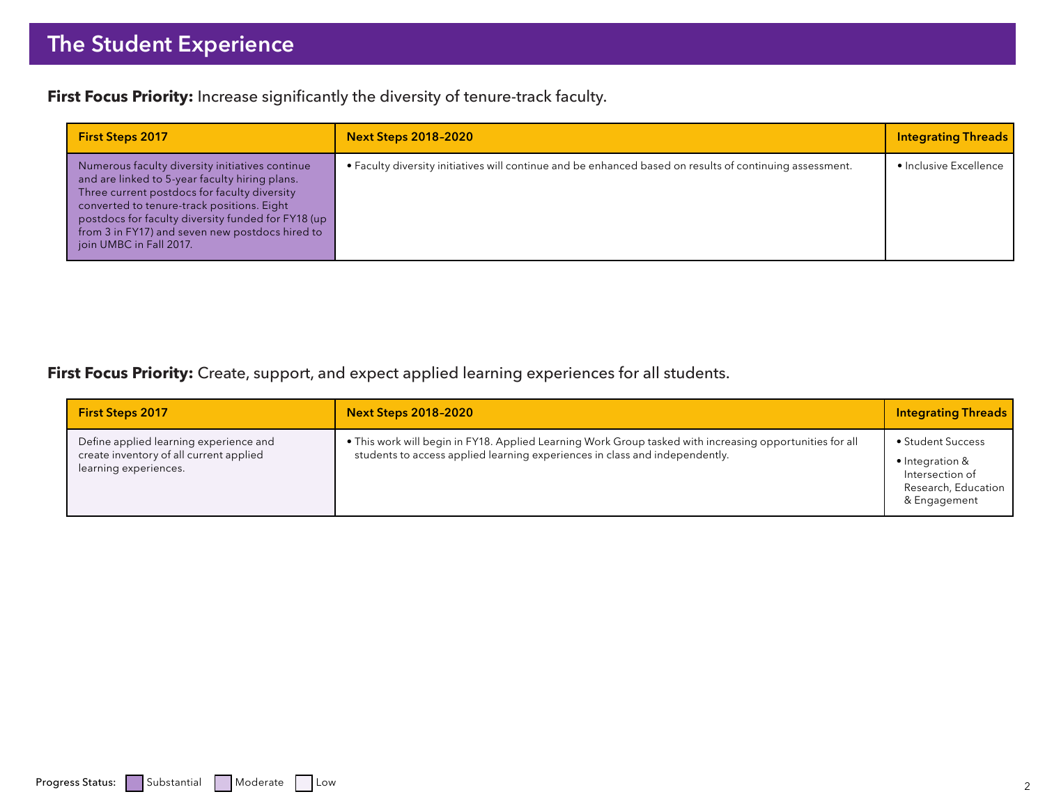# The Student Experience

**First Focus Priority:** Increase significantly the diversity of tenure-track faculty.

| First Steps 2017 | Next Steps 2018–2020 | Integrating Threads |
|---|---|---|
| Numerous faculty diversity initiatives continue and are linked to 5-year faculty hiring plans. Three current postdocs for faculty diversity converted to tenure-track positions. Eight postdocs for faculty diversity funded for FY18 (up from 3 in FY17) and seven new postdocs hired to join UMBC in Fall 2017. | • Faculty diversity initiatives will continue and be enhanced based on results of continuing assessment. | • Inclusive Excellence |

**First Focus Priority:** Create, support, and expect applied learning experiences for all students.

| First Steps 2017 | Next Steps 2018–2020 | Integrating Threads |
|---|---|---|
| Define applied learning experience and create inventory of all current applied learning experiences. | • This work will begin in FY18. Applied Learning Work Group tasked with increasing opportunities for all students to access applied learning experiences in class and independently. | • Student Success<br>• Integration & Intersection of Research, Education & Engagement |

Progress Status: Substantial | Moderate | Low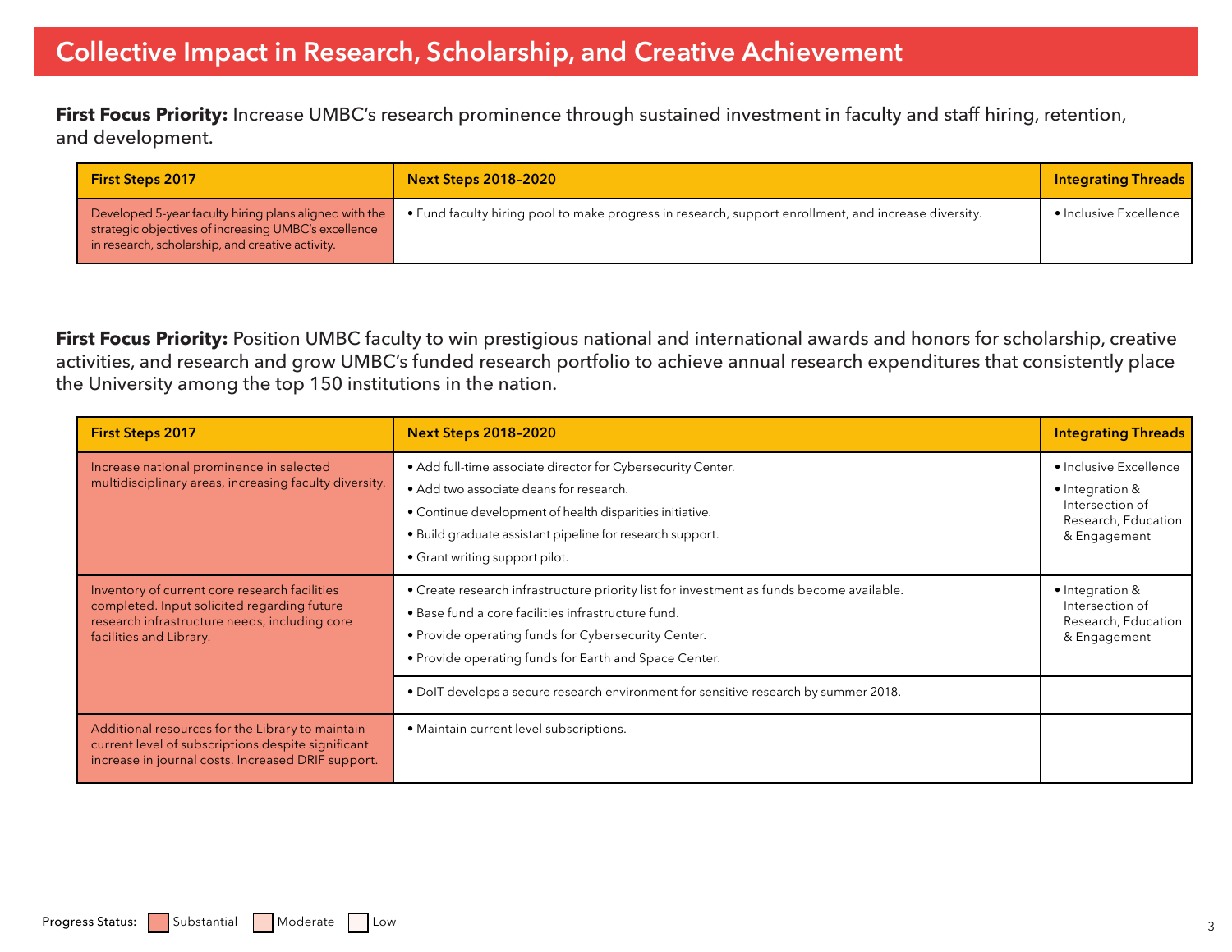## Collective Impact in Research, Scholarship, and Creative Achievement

**First Focus Priority:** Increase UMBC's research prominence through sustained investment in faculty and staff hiring, retention, and development.

| First Steps 2017 | Next Steps 2018–2020 | Integrating Threads |
|---|---|---|
| Developed 5-year faculty hiring plans aligned with the strategic objectives of increasing UMBC's excellence in research, scholarship, and creative activity. | • Fund faculty hiring pool to make progress in research, support enrollment, and increase diversity. | • Inclusive Excellence |

**First Focus Priority:** Position UMBC faculty to win prestigious national and international awards and honors for scholarship, creative activities, and research and grow UMBC's funded research portfolio to achieve annual research expenditures that consistently place the University among the top 150 institutions in the nation.

| First Steps 2017 | Next Steps 2018–2020 | Integrating Threads |
|---|---|---|
| Increase national prominence in selected multidisciplinary areas, increasing faculty diversity. | • Add full-time associate director for Cybersecurity Center.<br>• Add two associate deans for research.<br>• Continue development of health disparities initiative.<br>• Build graduate assistant pipeline for research support.<br>• Grant writing support pilot. | • Inclusive Excellence<br>• Integration & Intersection of Research, Education & Engagement |
| Inventory of current core research facilities completed. Input solicited regarding future research infrastructure needs, including core facilities and Library. | • Create research infrastructure priority list for investment as funds become available.<br>• Base fund a core facilities infrastructure fund.<br>• Provide operating funds for Cybersecurity Center.<br>• Provide operating funds for Earth and Space Center. | • Integration & Intersection of Research, Education & Engagement |
| | • DoIT develops a secure research environment for sensitive research by summer 2018. | |
| Additional resources for the Library to maintain current level of subscriptions despite significant increase in journal costs. Increased DRIF support. | • Maintain current level subscriptions. | |

Progress Status: Substantial | Moderate | Low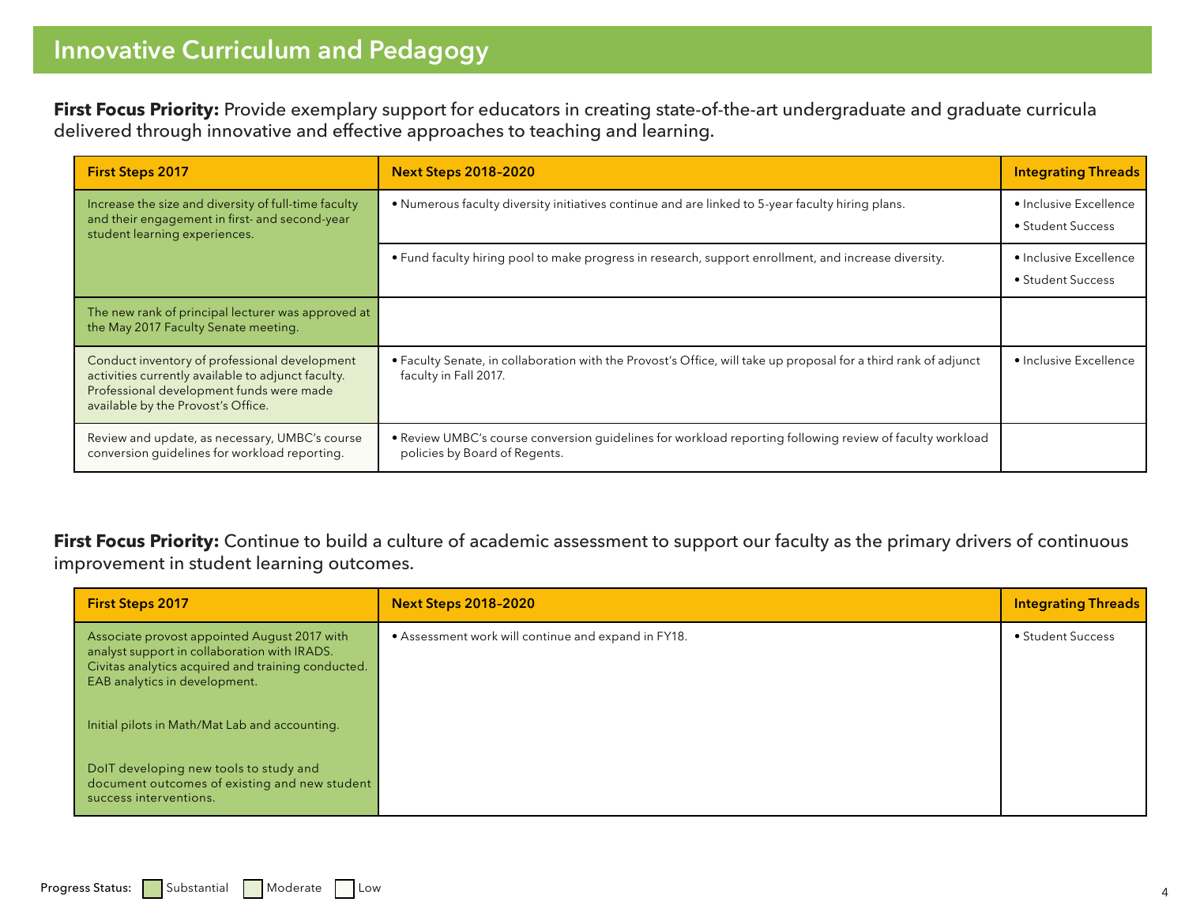## Innovative Curriculum and Pedagogy

**First Focus Priority:** Provide exemplary support for educators in creating state-of-the-art undergraduate and graduate curricula delivered through innovative and effective approaches to teaching and learning.

| First Steps 2017 | Next Steps 2018–2020 | Integrating Threads |
|---|---|---|
| Increase the size and diversity of full-time faculty and their engagement in first- and second-year student learning experiences. | • Numerous faculty diversity initiatives continue and are linked to 5-year faculty hiring plans. | • Inclusive Excellence<br>• Student Success |
| | • Fund faculty hiring pool to make progress in research, support enrollment, and increase diversity. | • Inclusive Excellence<br>• Student Success |
| The new rank of principal lecturer was approved at the May 2017 Faculty Senate meeting. | | |
| Conduct inventory of professional development activities currently available to adjunct faculty. Professional development funds were made available by the Provost's Office. | • Faculty Senate, in collaboration with the Provost's Office, will take up proposal for a third rank of adjunct faculty in Fall 2017. | • Inclusive Excellence |
| Review and update, as necessary, UMBC's course conversion guidelines for workload reporting. | • Review UMBC's course conversion guidelines for workload reporting following review of faculty workload policies by Board of Regents. | |

**First Focus Priority:** Continue to build a culture of academic assessment to support our faculty as the primary drivers of continuous improvement in student learning outcomes.

| First Steps 2017 | Next Steps 2018–2020 | Integrating Threads |
|---|---|---|
| Associate provost appointed August 2017 with analyst support in collaboration with IRADS. Civitas analytics acquired and training conducted. EAB analytics in development.<br><br>Initial pilots in Math/Mat Lab and accounting.<br><br>DoIT developing new tools to study and document outcomes of existing and new student success interventions. | • Assessment work will continue and expand in FY18. | • Student Success |

Progress Status: Substantial | Moderate | Low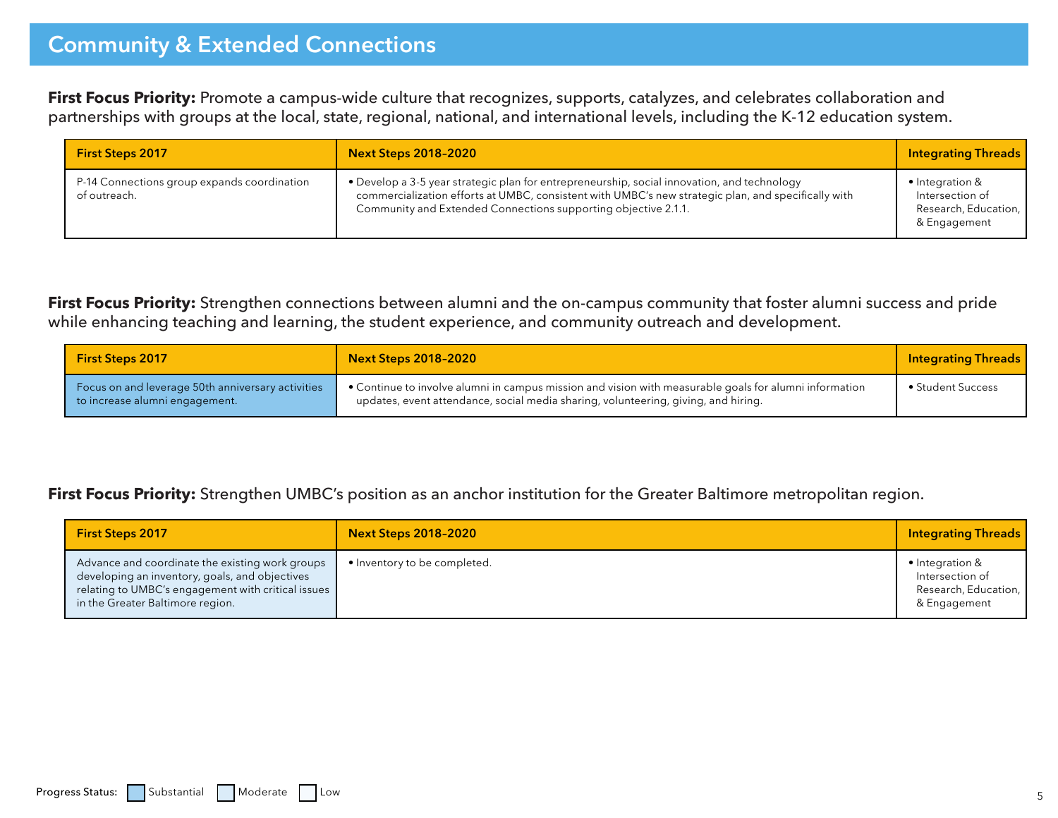## Community & Extended Connections

**First Focus Priority:** Promote a campus-wide culture that recognizes, supports, catalyzes, and celebrates collaboration and partnerships with groups at the local, state, regional, national, and international levels, including the K-12 education system.

| First Steps 2017 | Next Steps 2018–2020 | Integrating Threads |
|---|---|---|
| P-14 Connections group expands coordination of outreach. | • Develop a 3-5 year strategic plan for entrepreneurship, social innovation, and technology commercialization efforts at UMBC, consistent with UMBC's new strategic plan, and specifically with Community and Extended Connections supporting objective 2.1.1. | • Integration & Intersection of Research, Education, & Engagement |

**First Focus Priority:** Strengthen connections between alumni and the on-campus community that foster alumni success and pride while enhancing teaching and learning, the student experience, and community outreach and development.

| First Steps 2017 | Next Steps 2018–2020 | Integrating Threads |
|---|---|---|
| Focus on and leverage 50th anniversary activities to increase alumni engagement. | • Continue to involve alumni in campus mission and vision with measurable goals for alumni information updates, event attendance, social media sharing, volunteering, giving, and hiring. | • Student Success |

**First Focus Priority:** Strengthen UMBC's position as an anchor institution for the Greater Baltimore metropolitan region.

| First Steps 2017 | Next Steps 2018–2020 | Integrating Threads |
|---|---|---|
| Advance and coordinate the existing work groups developing an inventory, goals, and objectives relating to UMBC's engagement with critical issues in the Greater Baltimore region. | • Inventory to be completed. | • Integration & Intersection of Research, Education, & Engagement |

Progress Status: Substantial, Moderate, Low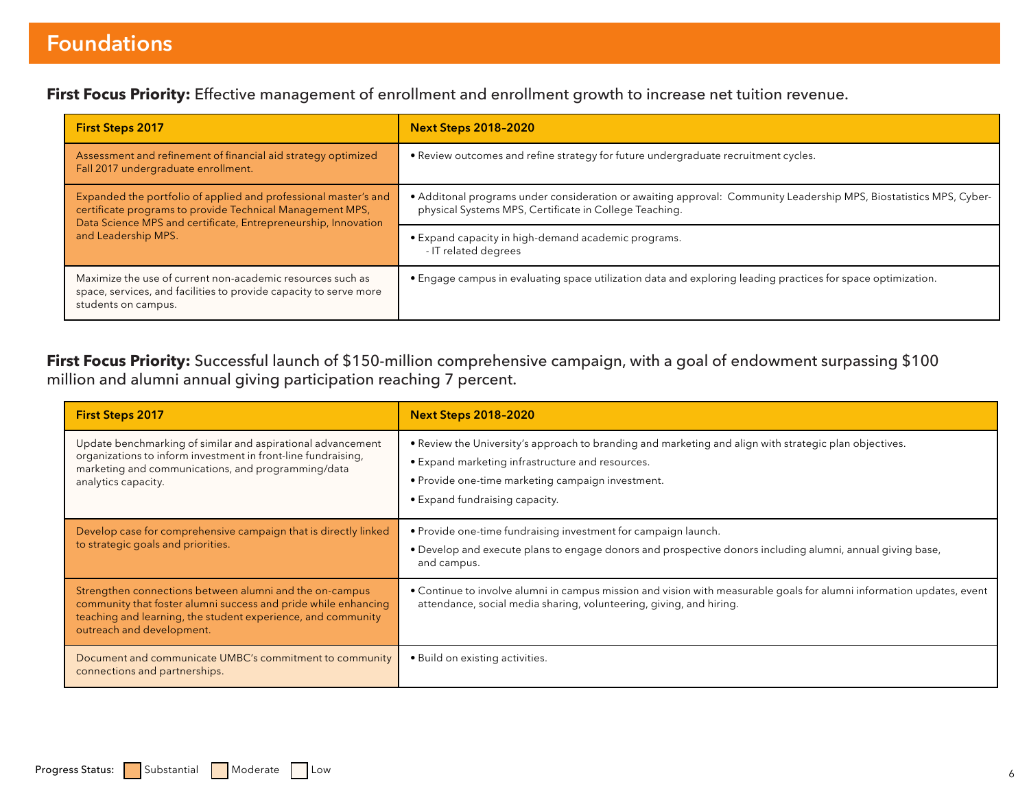# Foundations

**First Focus Priority:** Effective management of enrollment and enrollment growth to increase net tuition revenue.

| First Steps 2017 | Next Steps 2018–2020 |
| --- | --- |
| Assessment and refinement of financial aid strategy optimized Fall 2017 undergraduate enrollment. | • Review outcomes and refine strategy for future undergraduate recruitment cycles. |
| Expanded the portfolio of applied and professional master's and certificate programs to provide Technical Management MPS, Data Science MPS and certificate, Entrepreneurship, Innovation and Leadership MPS. | • Additonal programs under consideration or awaiting approval: Community Leadership MPS, Biostatistics MPS, Cyber-physical Systems MPS, Certificate in College Teaching.<br>• Expand capacity in high-demand academic programs.<br>- IT related degrees |
| Maximize the use of current non-academic resources such as space, services, and facilities to provide capacity to serve more students on campus. | • Engage campus in evaluating space utilization data and exploring leading practices for space optimization. |

**First Focus Priority:** Successful launch of $150-million comprehensive campaign, with a goal of endowment surpassing $100 million and alumni annual giving participation reaching 7 percent.

| First Steps 2017 | Next Steps 2018–2020 |
| --- | --- |
| Update benchmarking of similar and aspirational advancement organizations to inform investment in front-line fundraising, marketing and communications, and programming/data analytics capacity. | • Review the University's approach to branding and marketing and align with strategic plan objectives.<br>• Expand marketing infrastructure and resources.<br>• Provide one-time marketing campaign investment.<br>• Expand fundraising capacity. |
| Develop case for comprehensive campaign that is directly linked to strategic goals and priorities. | • Provide one-time fundraising investment for campaign launch.<br>• Develop and execute plans to engage donors and prospective donors including alumni, annual giving base, and campus. |
| Strengthen connections between alumni and the on-campus community that foster alumni success and pride while enhancing teaching and learning, the student experience, and community outreach and development. | • Continue to involve alumni in campus mission and vision with measurable goals for alumni information updates, event attendance, social media sharing, volunteering, giving, and hiring. |
| Document and communicate UMBC's commitment to community connections and partnerships. | • Build on existing activities. |

Progress Status: Substantial | Moderate | Low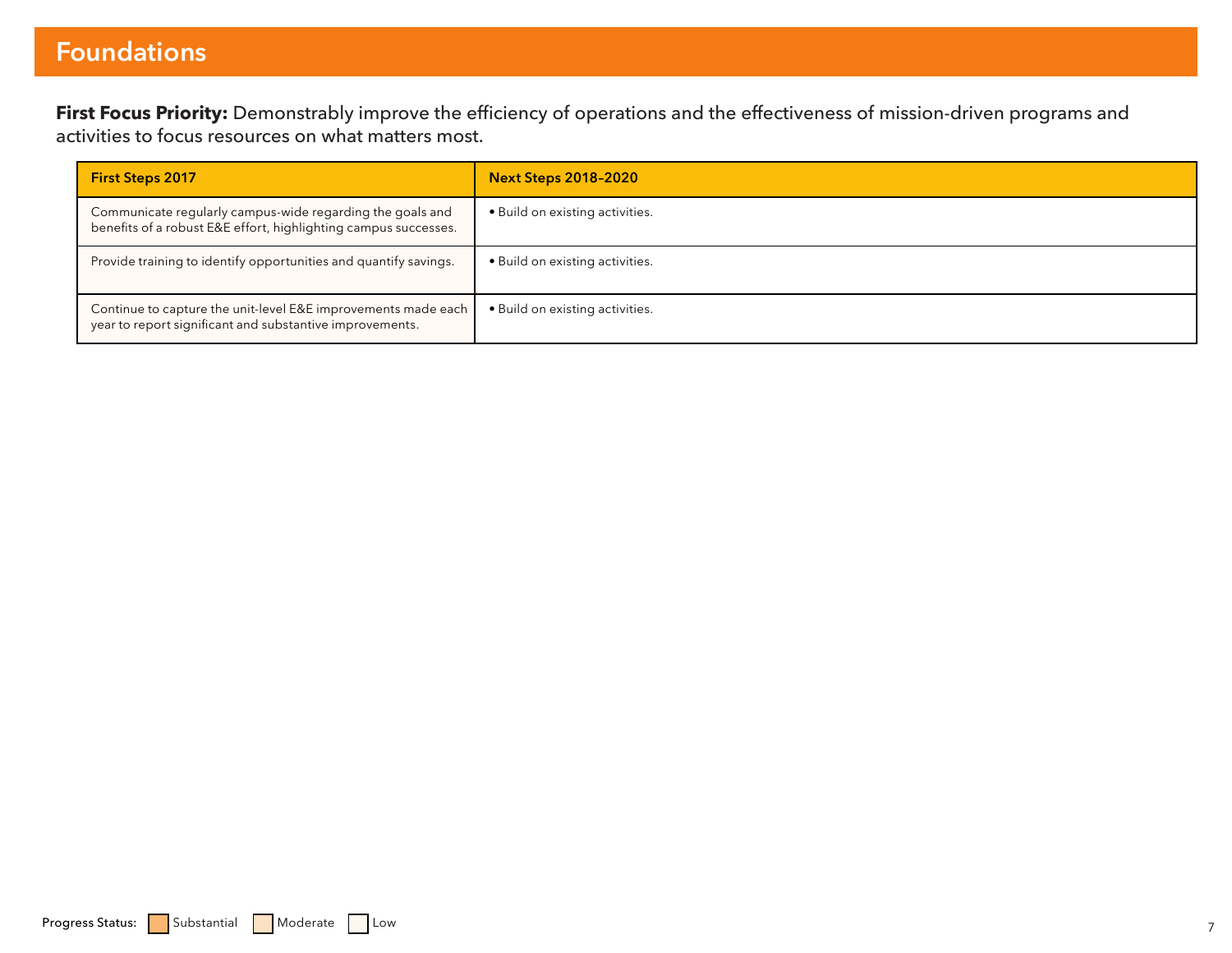# Foundations

**First Focus Priority:** Demonstrably improve the efficiency of operations and the effectiveness of mission-driven programs and activities to focus resources on what matters most.

| First Steps 2017 | Next Steps 2018–2020 |
|---|---|
| Communicate regularly campus-wide regarding the goals and benefits of a robust E&E effort, highlighting campus successes. | • Build on existing activities. |
| Provide training to identify opportunities and quantify savings. | • Build on existing activities. |
| Continue to capture the unit-level E&E improvements made each year to report significant and substantive improvements. | • Build on existing activities. |

Progress Status: Substantial Moderate Low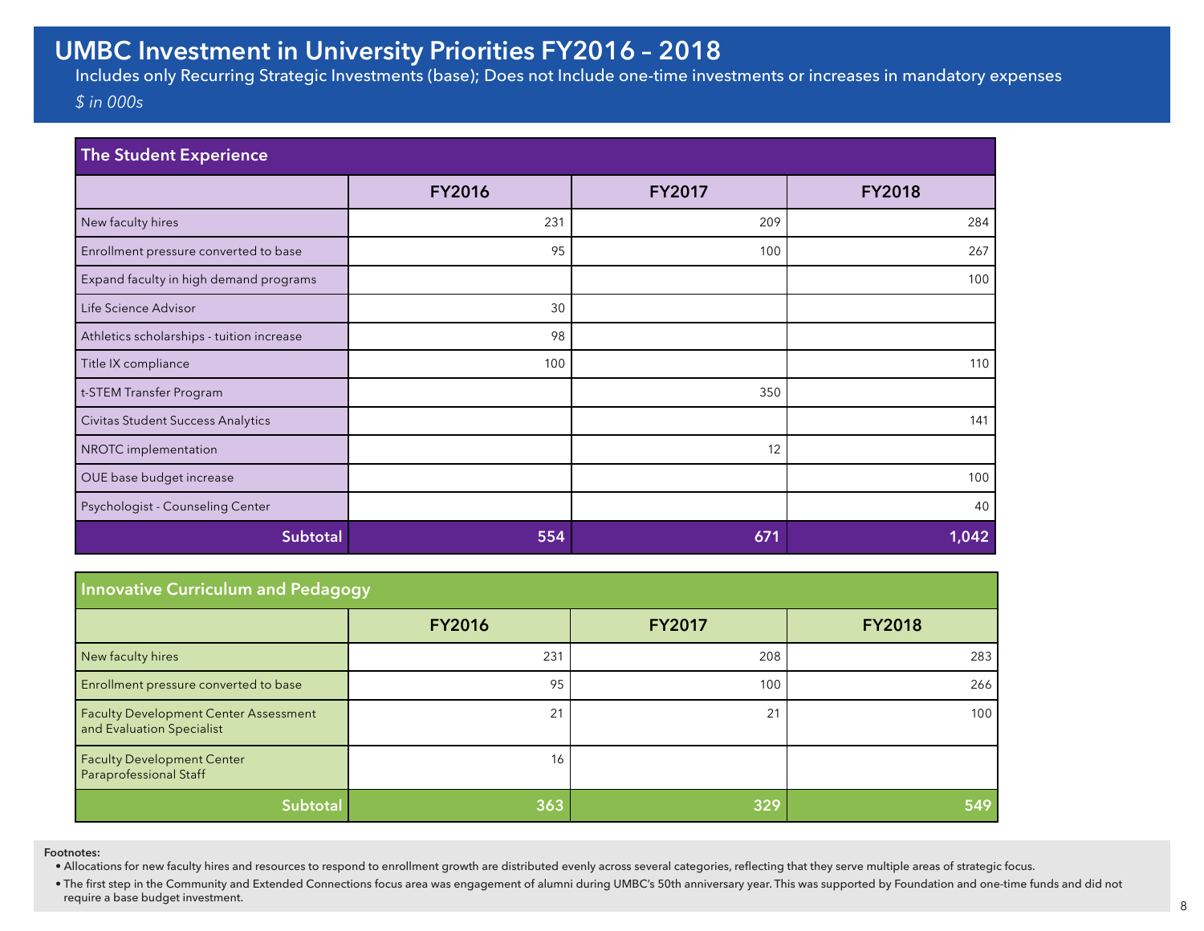# UMBC Investment in University Priorities FY2016 – 2018

Includes only Recurring Strategic Investments (base); Does not Include one-time investments or increases in mandatory expenses

*$ in 000s*

## The Student Experience

| | FY2016 | FY2017 | FY2018 |
|---|---|---|---|
| New faculty hires | 231 | 209 | 284 |
| Enrollment pressure converted to base | 95 | 100 | 267 |
| Expand faculty in high demand programs | | | 100 |
| Life Science Advisor | 30 | | |
| Athletics scholarships - tuition increase | 98 | | |
| Title IX compliance | 100 | | 110 |
| t-STEM Transfer Program | | 350 | |
| Civitas Student Success Analytics | | | 141 |
| NROTC implementation | | 12 | |
| OUE base budget increase | | | 100 |
| Psychologist - Counseling Center | | | 40 |
| **Subtotal** | **554** | **671** | **1,042** |

## Innovative Curriculum and Pedagogy

| | FY2016 | FY2017 | FY2018 |
|---|---|---|---|
| New faculty hires | 231 | 208 | 283 |
| Enrollment pressure converted to base | 95 | 100 | 266 |
| Faculty Development Center Assessment and Evaluation Specialist | 21 | 21 | 100 |
| Faculty Development Center Paraprofessional Staff | 16 | | |
| **Subtotal** | **363** | **329** | **549** |

**Footnotes:**

- Allocations for new faculty hires and resources to respond to enrollment growth are distributed evenly across several categories, reflecting that they serve multiple areas of strategic focus.
- The first step in the Community and Extended Connections focus area was engagement of alumni during UMBC's 50th anniversary year. This was supported by Foundation and one-time funds and did not require a base budget investment.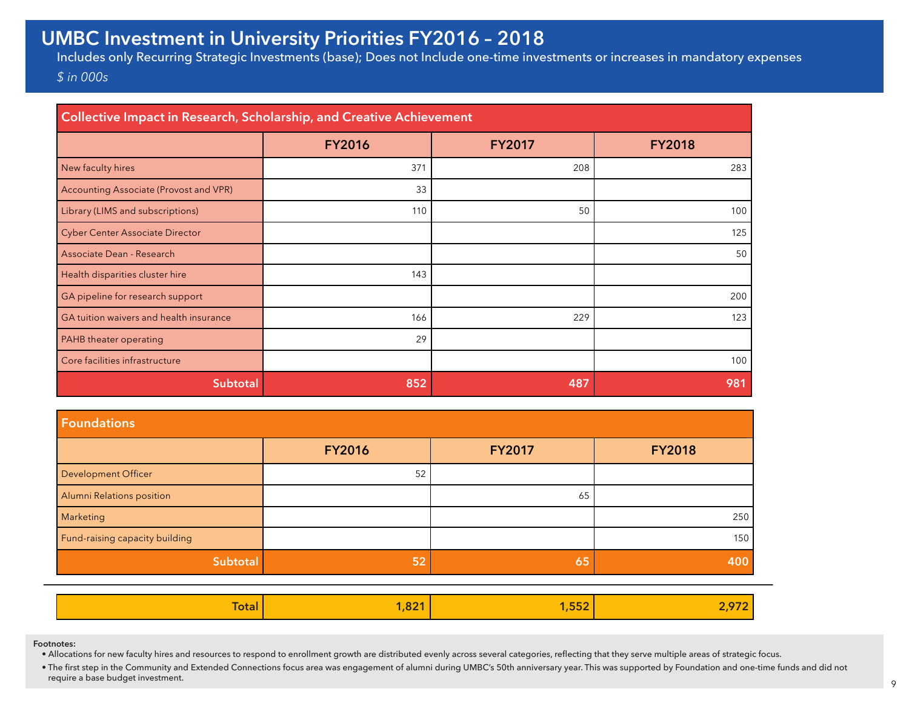# UMBC Investment in University Priorities FY2016 – 2018

Includes only Recurring Strategic Investments (base); Does not Include one-time investments or increases in mandatory expenses

*$ in 000s*

## Collective Impact in Research, Scholarship, and Creative Achievement

| | FY2016 | FY2017 | FY2018 |
|---|---|---|---|
| New faculty hires | 371 | 208 | 283 |
| Accounting Associate (Provost and VPR) | 33 | | |
| Library (LIMS and subscriptions) | 110 | 50 | 100 |
| Cyber Center Associate Director | | | 125 |
| Associate Dean - Research | | | 50 |
| Health disparities cluster hire | 143 | | |
| GA pipeline for research support | | | 200 |
| GA tuition waivers and health insurance | 166 | 229 | 123 |
| PAHB theater operating | 29 | | |
| Core facilities infrastructure | | | 100 |
| **Subtotal** | **852** | **487** | **981** |

## Foundations

| | FY2016 | FY2017 | FY2018 |
|---|---|---|---|
| Development Officer | 52 | | |
| Alumni Relations position | | 65 | |
| Marketing | | | 250 |
| Fund-raising capacity building | | | 150 |
| **Subtotal** | **52** | **65** | **400** |

| | | | |
|---|---|---|---|
| **Total** | **1,821** | **1,552** | **2,972** |

**Footnotes:**

- Allocations for new faculty hires and resources to respond to enrollment growth are distributed evenly across several categories, reflecting that they serve multiple areas of strategic focus.
- The first step in the Community and Extended Connections focus area was engagement of alumni during UMBC's 50th anniversary year. This was supported by Foundation and one-time funds and did not require a base budget investment.